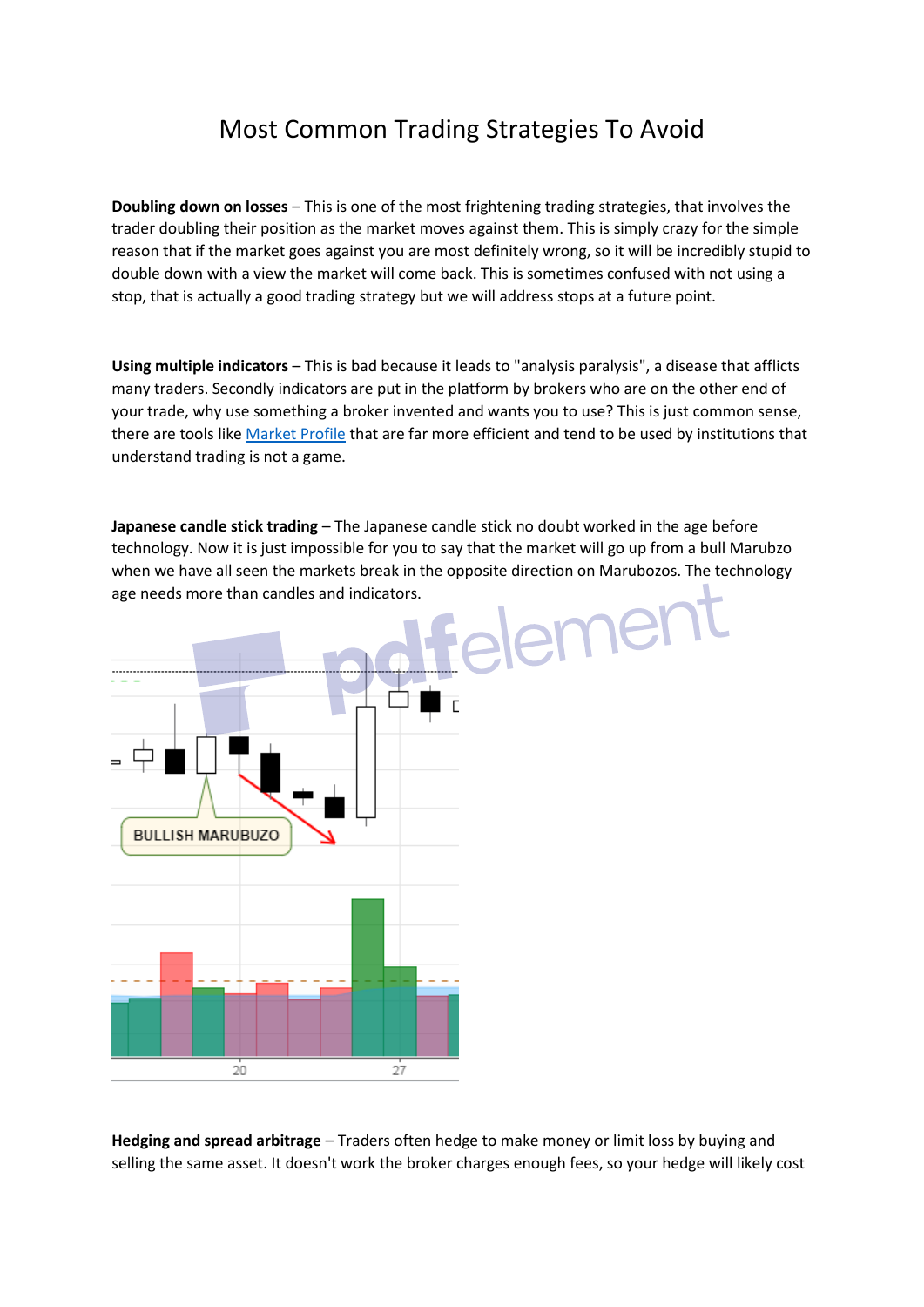# Most Common Trading Strategies To Avoid

**Doubling down on losses** – This is one of the most frightening trading strategies, that involves the trader doubling their position as the market moves against them. This is simply crazy for the simple reason that if the market goes against you are most definitely wrong, so it will be incredibly stupid to double down with a view the market will come back. This is sometimes confused with not using a stop, that is actually a good trading strategy but we will address stops at a future point.

**Using multiple indicators** – This is bad because it leads to "analysis paralysis", a disease that afflicts many traders. Secondly indicators are put in the platform by brokers who are on the other end of your trade, why use something a broker invented and wants you to use? This is just common sense, there are tools like Market Profile that are far more efficient and tend to be used by institutions that understand trading is not a game.

**Japanese candle stick trading** – The Japanese candle stick no doubt worked in the age before technology. Now it is just impossible for you to say that the market will go up from a bull Marubzo when we have all seen the markets break in the opposite direction on Marubozos. The technology age needs more than candles and indicators.

**Hedging and spread arbitrage** – Traders often hedge to make money or limit loss by buying and selling the same asset. It doesn't work the broker charges enough fees, so your hedge will likely cost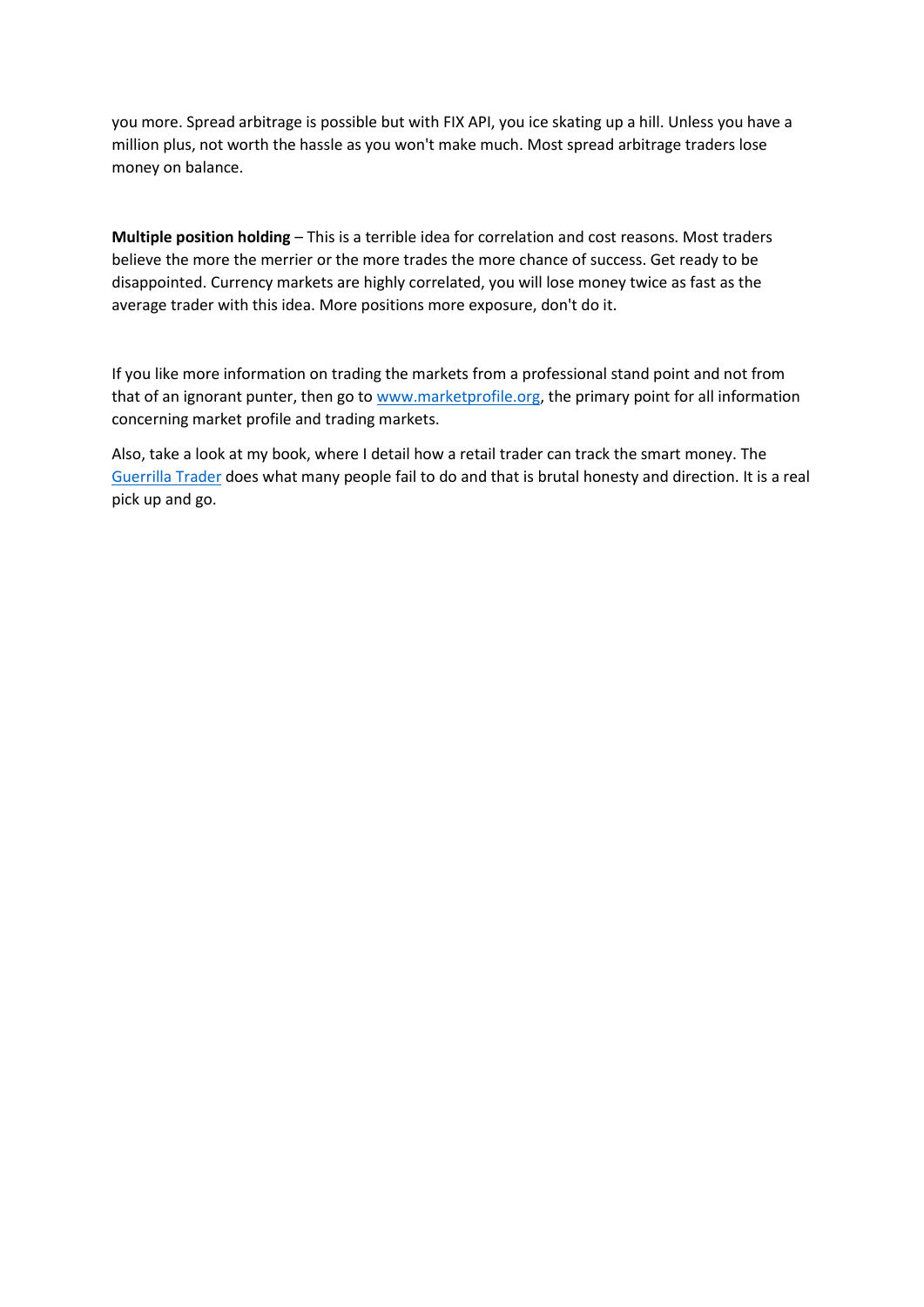you more. Spread arbitrage is possible but with FIX API, you ice skating up a hill. Unless you have a million plus, not worth the hassle as you won't make much. Most spread arbitrage traders lose money on balance.

**Multiple position holding** – This is a terrible idea for correlation and cost reasons. Most traders believe the more the merrier or the more trades the more chance of success. Get ready to be disappointed. Currency markets are highly correlated, you will lose money twice as fast as the average trader with this idea. More positions more exposure, don't do it.

If you like more information on trading the markets from a professional stand point and not from that of an ignorant punter, then go to [www.marketprofile.org](http://www.marketprofile.org), the primary point for all information concerning market profile and trading markets.

Also, take a look at my book, where I detail how a retail trader can track the smart money. The Guerrilla Trader does what many people fail to do and that is brutal honesty and direction. It is a real pick up and go.